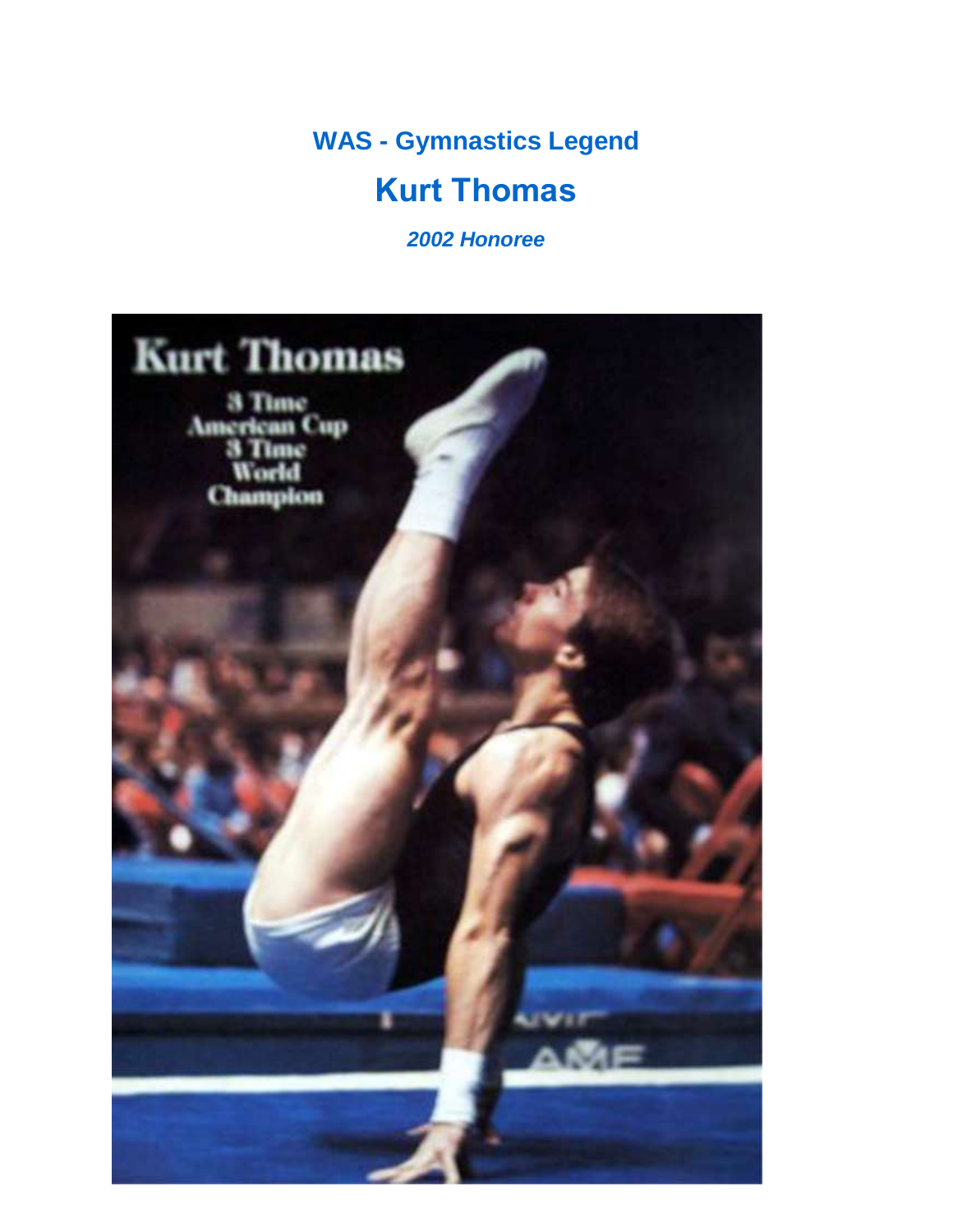**WAS - Gymnastics Legend**

# Kurt Thomas

***2002 Honoree***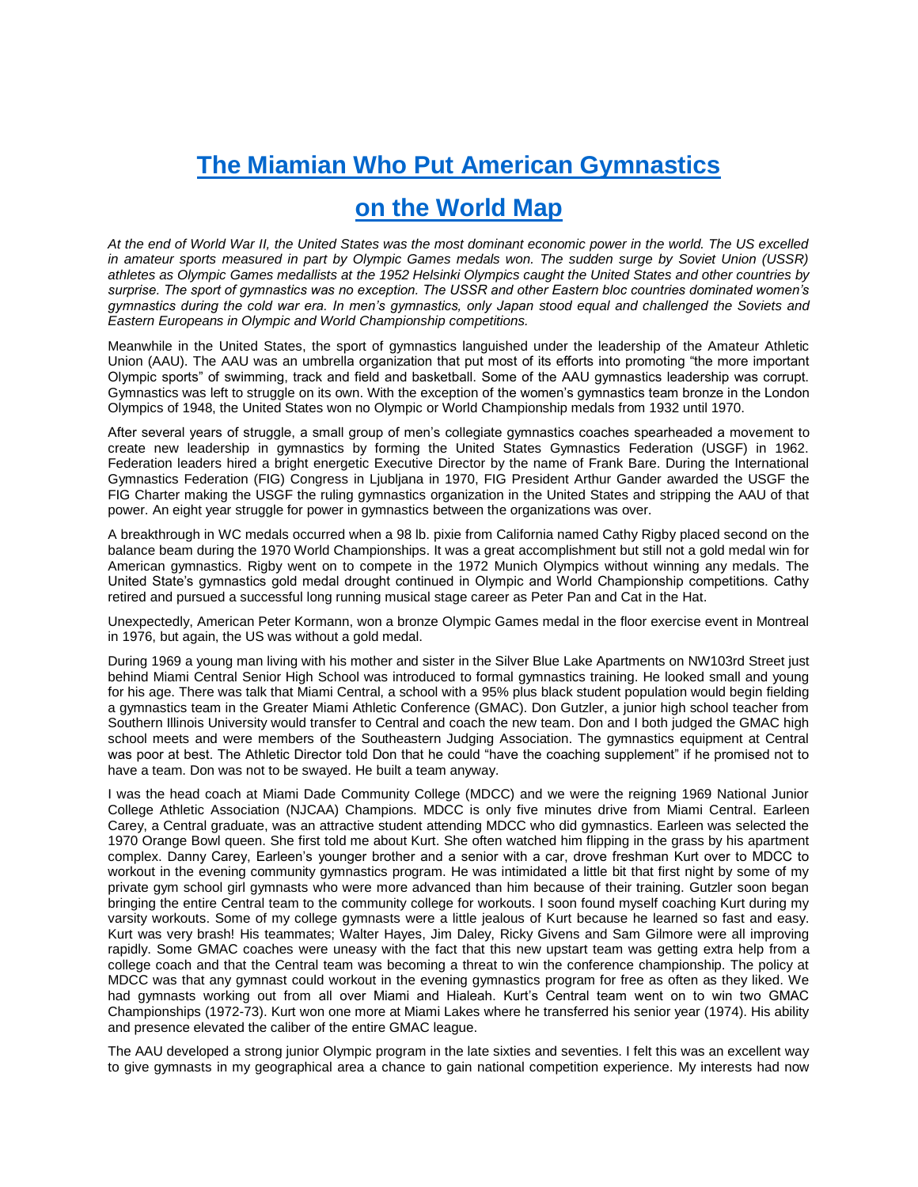# [The Miamian Who Put American Gymnastics on the World Map]()

*At the end of World War II, the United States was the most dominant economic power in the world. The US excelled in amateur sports measured in part by Olympic Games medals won. The sudden surge by Soviet Union (USSR) athletes as Olympic Games medallists at the 1952 Helsinki Olympics caught the United States and other countries by surprise. The sport of gymnastics was no exception. The USSR and other Eastern bloc countries dominated women's gymnastics during the cold war era. In men's gymnastics, only Japan stood equal and challenged the Soviets and Eastern Europeans in Olympic and World Championship competitions.*

Meanwhile in the United States, the sport of gymnastics languished under the leadership of the Amateur Athletic Union (AAU). The AAU was an umbrella organization that put most of its efforts into promoting "the more important Olympic sports" of swimming, track and field and basketball. Some of the AAU gymnastics leadership was corrupt. Gymnastics was left to struggle on its own. With the exception of the women's gymnastics team bronze in the London Olympics of 1948, the United States won no Olympic or World Championship medals from 1932 until 1970.

After several years of struggle, a small group of men's collegiate gymnastics coaches spearheaded a movement to create new leadership in gymnastics by forming the United States Gymnastics Federation (USGF) in 1962. Federation leaders hired a bright energetic Executive Director by the name of Frank Bare. During the International Gymnastics Federation (FIG) Congress in Ljubljana in 1970, FIG President Arthur Gander awarded the USGF the FIG Charter making the USGF the ruling gymnastics organization in the United States and stripping the AAU of that power. An eight year struggle for power in gymnastics between the organizations was over.

A breakthrough in WC medals occurred when a 98 lb. pixie from California named Cathy Rigby placed second on the balance beam during the 1970 World Championships. It was a great accomplishment but still not a gold medal win for American gymnastics. Rigby went on to compete in the 1972 Munich Olympics without winning any medals. The United State's gymnastics gold medal drought continued in Olympic and World Championship competitions. Cathy retired and pursued a successful long running musical stage career as Peter Pan and Cat in the Hat.

Unexpectedly, American Peter Kormann, won a bronze Olympic Games medal in the floor exercise event in Montreal in 1976, but again, the US was without a gold medal.

During 1969 a young man living with his mother and sister in the Silver Blue Lake Apartments on NW103rd Street just behind Miami Central Senior High School was introduced to formal gymnastics training. He looked small and young for his age. There was talk that Miami Central, a school with a 95% plus black student population would begin fielding a gymnastics team in the Greater Miami Athletic Conference (GMAC). Don Gutzler, a junior high school teacher from Southern Illinois University would transfer to Central and coach the new team. Don and I both judged the GMAC high school meets and were members of the Southeastern Judging Association. The gymnastics equipment at Central was poor at best. The Athletic Director told Don that he could "have the coaching supplement" if he promised not to have a team. Don was not to be swayed. He built a team anyway.

I was the head coach at Miami Dade Community College (MDCC) and we were the reigning 1969 National Junior College Athletic Association (NJCAA) Champions. MDCC is only five minutes drive from Miami Central. Earleen Carey, a Central graduate, was an attractive student attending MDCC who did gymnastics. Earleen was selected the 1970 Orange Bowl queen. She first told me about Kurt. She often watched him flipping in the grass by his apartment complex. Danny Carey, Earleen's younger brother and a senior with a car, drove freshman Kurt over to MDCC to workout in the evening community gymnastics program. He was intimidated a little bit that first night by some of my private gym school girl gymnasts who were more advanced than him because of their training. Gutzler soon began bringing the entire Central team to the community college for workouts. I soon found myself coaching Kurt during my varsity workouts. Some of my college gymnasts were a little jealous of Kurt because he learned so fast and easy. Kurt was very brash! His teammates; Walter Hayes, Jim Daley, Ricky Givens and Sam Gilmore were all improving rapidly. Some GMAC coaches were uneasy with the fact that this new upstart team was getting extra help from a college coach and that the Central team was becoming a threat to win the conference championship. The policy at MDCC was that any gymnast could workout in the evening gymnastics program for free as often as they liked. We had gymnasts working out from all over Miami and Hialeah. Kurt's Central team went on to win two GMAC Championships (1972-73). Kurt won one more at Miami Lakes where he transferred his senior year (1974). His ability and presence elevated the caliber of the entire GMAC league.

The AAU developed a strong junior Olympic program in the late sixties and seventies. I felt this was an excellent way to give gymnasts in my geographical area a chance to gain national competition experience. My interests had now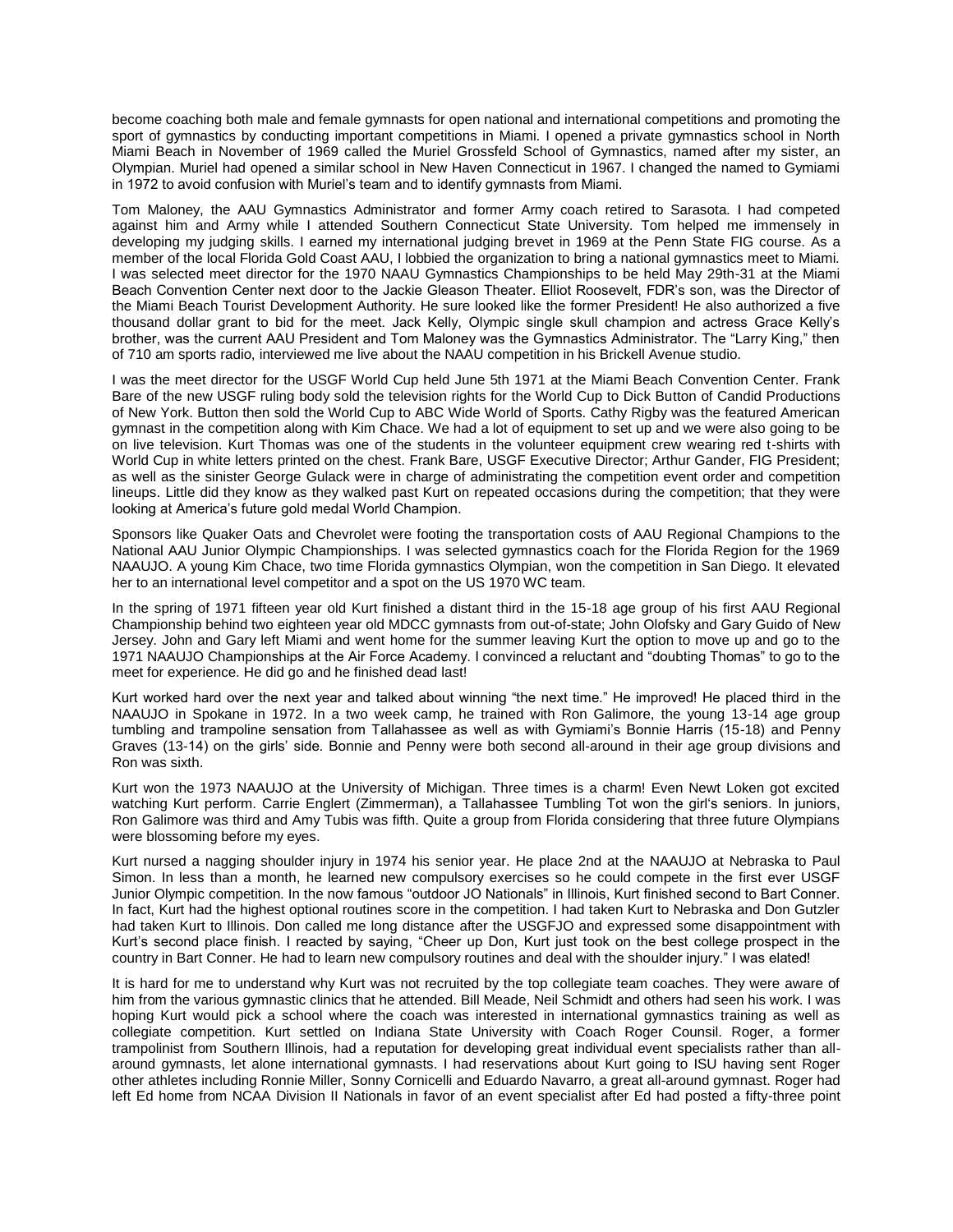become coaching both male and female gymnasts for open national and international competitions and promoting the sport of gymnastics by conducting important competitions in Miami. I opened a private gymnastics school in North Miami Beach in November of 1969 called the Muriel Grossfeld School of Gymnastics, named after my sister, an Olympian. Muriel had opened a similar school in New Haven Connecticut in 1967. I changed the named to Gymiami in 1972 to avoid confusion with Muriel's team and to identify gymnasts from Miami.

Tom Maloney, the AAU Gymnastics Administrator and former Army coach retired to Sarasota. I had competed against him and Army while I attended Southern Connecticut State University. Tom helped me immensely in developing my judging skills. I earned my international judging brevet in 1969 at the Penn State FIG course. As a member of the local Florida Gold Coast AAU, I lobbied the organization to bring a national gymnastics meet to Miami. I was selected meet director for the 1970 NAAU Gymnastics Championships to be held May 29th-31 at the Miami Beach Convention Center next door to the Jackie Gleason Theater. Elliot Roosevelt, FDR's son, was the Director of the Miami Beach Tourist Development Authority. He sure looked like the former President! He also authorized a five thousand dollar grant to bid for the meet. Jack Kelly, Olympic single skull champion and actress Grace Kelly's brother, was the current AAU President and Tom Maloney was the Gymnastics Administrator. The "Larry King," then of 710 am sports radio, interviewed me live about the NAAU competition in his Brickell Avenue studio.

I was the meet director for the USGF World Cup held June 5th 1971 at the Miami Beach Convention Center. Frank Bare of the new USGF ruling body sold the television rights for the World Cup to Dick Button of Candid Productions of New York. Button then sold the World Cup to ABC Wide World of Sports. Cathy Rigby was the featured American gymnast in the competition along with Kim Chace. We had a lot of equipment to set up and we were also going to be on live television. Kurt Thomas was one of the students in the volunteer equipment crew wearing red t-shirts with World Cup in white letters printed on the chest. Frank Bare, USGF Executive Director; Arthur Gander, FIG President; as well as the sinister George Gulack were in charge of administrating the competition event order and competition lineups. Little did they know as they walked past Kurt on repeated occasions during the competition; that they were looking at America's future gold medal World Champion.

Sponsors like Quaker Oats and Chevrolet were footing the transportation costs of AAU Regional Champions to the National AAU Junior Olympic Championships. I was selected gymnastics coach for the Florida Region for the 1969 NAAUJO. A young Kim Chace, two time Florida gymnastics Olympian, won the competition in San Diego. It elevated her to an international level competitor and a spot on the US 1970 WC team.

In the spring of 1971 fifteen year old Kurt finished a distant third in the 15-18 age group of his first AAU Regional Championship behind two eighteen year old MDCC gymnasts from out-of-state; John Olofsky and Gary Guido of New Jersey. John and Gary left Miami and went home for the summer leaving Kurt the option to move up and go to the 1971 NAAUJO Championships at the Air Force Academy. I convinced a reluctant and "doubting Thomas" to go to the meet for experience. He did go and he finished dead last!

Kurt worked hard over the next year and talked about winning "the next time." He improved! He placed third in the NAAUJO in Spokane in 1972. In a two week camp, he trained with Ron Galimore, the young 13-14 age group tumbling and trampoline sensation from Tallahassee as well as with Gymiami's Bonnie Harris (15-18) and Penny Graves (13-14) on the girls' side. Bonnie and Penny were both second all-around in their age group divisions and Ron was sixth.

Kurt won the 1973 NAAUJO at the University of Michigan. Three times is a charm! Even Newt Loken got excited watching Kurt perform. Carrie Englert (Zimmerman), a Tallahassee Tumbling Tot won the girl's seniors. In juniors, Ron Galimore was third and Amy Tubis was fifth. Quite a group from Florida considering that three future Olympians were blossoming before my eyes.

Kurt nursed a nagging shoulder injury in 1974 his senior year. He place 2nd at the NAAUJO at Nebraska to Paul Simon. In less than a month, he learned new compulsory exercises so he could compete in the first ever USGF Junior Olympic competition. In the now famous "outdoor JO Nationals" in Illinois, Kurt finished second to Bart Conner. In fact, Kurt had the highest optional routines score in the competition. I had taken Kurt to Nebraska and Don Gutzler had taken Kurt to Illinois. Don called me long distance after the USGFJO and expressed some disappointment with Kurt's second place finish. I reacted by saying, "Cheer up Don, Kurt just took on the best college prospect in the country in Bart Conner. He had to learn new compulsory routines and deal with the shoulder injury." I was elated!

It is hard for me to understand why Kurt was not recruited by the top collegiate team coaches. They were aware of him from the various gymnastic clinics that he attended. Bill Meade, Neil Schmidt and others had seen his work. I was hoping Kurt would pick a school where the coach was interested in international gymnastics training as well as collegiate competition. Kurt settled on Indiana State University with Coach Roger Counsil. Roger, a former trampolinist from Southern Illinois, had a reputation for developing great individual event specialists rather than all-around gymnasts, let alone international gymnasts. I had reservations about Kurt going to ISU having sent Roger other athletes including Ronnie Miller, Sonny Cornicelli and Eduardo Navarro, a great all-around gymnast. Roger had left Ed home from NCAA Division II Nationals in favor of an event specialist after Ed had posted a fifty-three point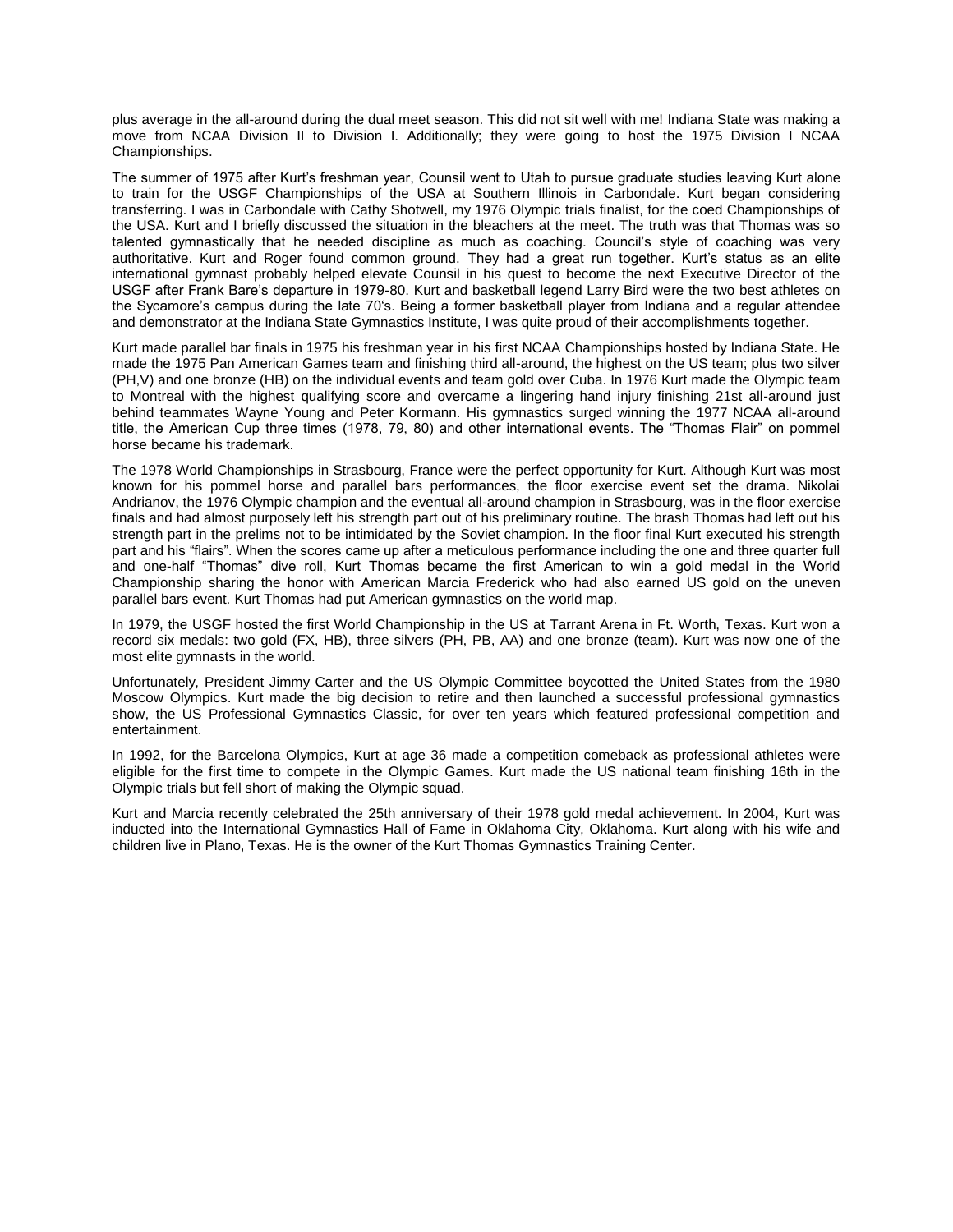plus average in the all-around during the dual meet season. This did not sit well with me! Indiana State was making a move from NCAA Division II to Division I. Additionally; they were going to host the 1975 Division I NCAA Championships.

The summer of 1975 after Kurt's freshman year, Counsil went to Utah to pursue graduate studies leaving Kurt alone to train for the USGF Championships of the USA at Southern Illinois in Carbondale. Kurt began considering transferring. I was in Carbondale with Cathy Shotwell, my 1976 Olympic trials finalist, for the coed Championships of the USA. Kurt and I briefly discussed the situation in the bleachers at the meet. The truth was that Thomas was so talented gymnastically that he needed discipline as much as coaching. Council's style of coaching was very authoritative. Kurt and Roger found common ground. They had a great run together. Kurt's status as an elite international gymnast probably helped elevate Counsil in his quest to become the next Executive Director of the USGF after Frank Bare's departure in 1979-80. Kurt and basketball legend Larry Bird were the two best athletes on the Sycamore's campus during the late 70's. Being a former basketball player from Indiana and a regular attendee and demonstrator at the Indiana State Gymnastics Institute, I was quite proud of their accomplishments together.

Kurt made parallel bar finals in 1975 his freshman year in his first NCAA Championships hosted by Indiana State. He made the 1975 Pan American Games team and finishing third all-around, the highest on the US team; plus two silver (PH,V) and one bronze (HB) on the individual events and team gold over Cuba. In 1976 Kurt made the Olympic team to Montreal with the highest qualifying score and overcame a lingering hand injury finishing 21st all-around just behind teammates Wayne Young and Peter Kormann. His gymnastics surged winning the 1977 NCAA all-around title, the American Cup three times (1978, 79, 80) and other international events. The "Thomas Flair" on pommel horse became his trademark.

The 1978 World Championships in Strasbourg, France were the perfect opportunity for Kurt. Although Kurt was most known for his pommel horse and parallel bars performances, the floor exercise event set the drama. Nikolai Andrianov, the 1976 Olympic champion and the eventual all-around champion in Strasbourg, was in the floor exercise finals and had almost purposely left his strength part out of his preliminary routine. The brash Thomas had left out his strength part in the prelims not to be intimidated by the Soviet champion. In the floor final Kurt executed his strength part and his "flairs". When the scores came up after a meticulous performance including the one and three quarter full and one-half "Thomas" dive roll, Kurt Thomas became the first American to win a gold medal in the World Championship sharing the honor with American Marcia Frederick who had also earned US gold on the uneven parallel bars event. Kurt Thomas had put American gymnastics on the world map.

In 1979, the USGF hosted the first World Championship in the US at Tarrant Arena in Ft. Worth, Texas. Kurt won a record six medals: two gold (FX, HB), three silvers (PH, PB, AA) and one bronze (team). Kurt was now one of the most elite gymnasts in the world.

Unfortunately, President Jimmy Carter and the US Olympic Committee boycotted the United States from the 1980 Moscow Olympics. Kurt made the big decision to retire and then launched a successful professional gymnastics show, the US Professional Gymnastics Classic, for over ten years which featured professional competition and entertainment.

In 1992, for the Barcelona Olympics, Kurt at age 36 made a competition comeback as professional athletes were eligible for the first time to compete in the Olympic Games. Kurt made the US national team finishing 16th in the Olympic trials but fell short of making the Olympic squad.

Kurt and Marcia recently celebrated the 25th anniversary of their 1978 gold medal achievement. In 2004, Kurt was inducted into the International Gymnastics Hall of Fame in Oklahoma City, Oklahoma. Kurt along with his wife and children live in Plano, Texas. He is the owner of the Kurt Thomas Gymnastics Training Center.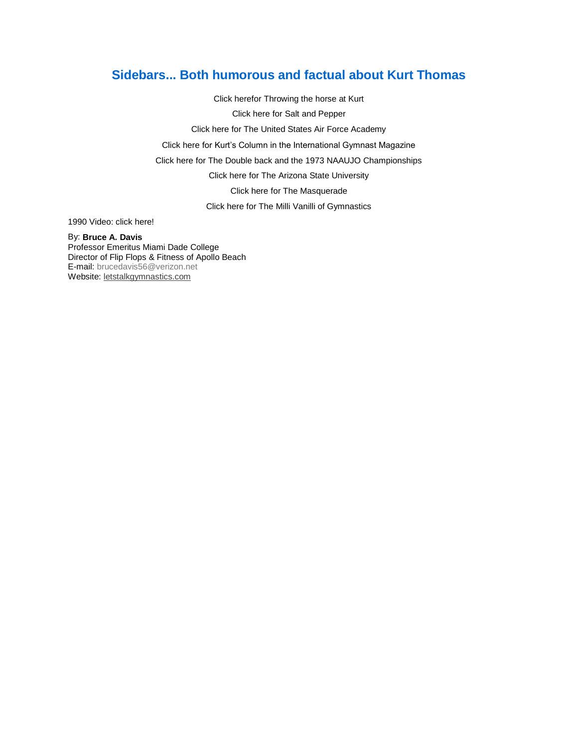## Sidebars... Both humorous and factual about Kurt Thomas

Click herefor Throwing the horse at Kurt

Click here for Salt and Pepper

Click here for The United States Air Force Academy

Click here for Kurt's Column in the International Gymnast Magazine

Click here for The Double back and the 1973 NAAUJO Championships

Click here for The Arizona State University

Click here for The Masquerade

Click here for The Milli Vanilli of Gymnastics

1990 Video: click here!

By: **Bruce A. Davis**
Professor Emeritus Miami Dade College
Director of Flip Flops & Fitness of Apollo Beach
E-mail: brucedavis56@verizon.net
Website: letstalkgymnastics.com